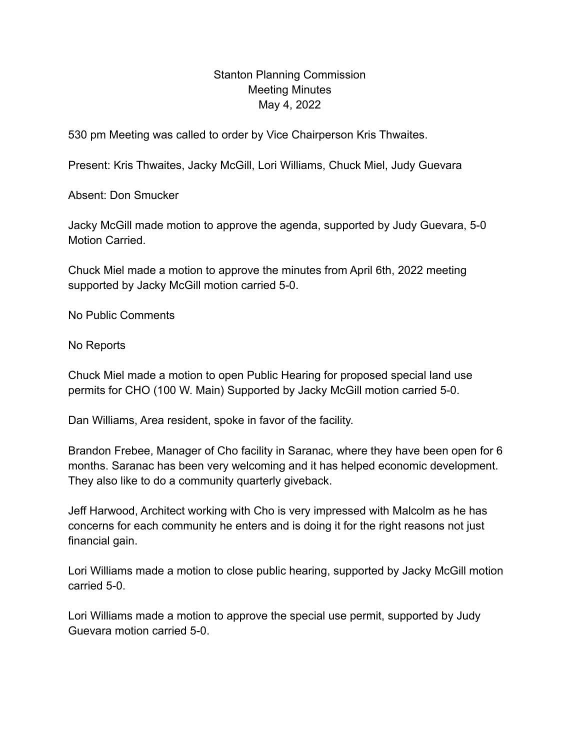Stanton Planning Commission
Meeting Minutes
May 4, 2022

530 pm Meeting was called to order by Vice Chairperson Kris Thwaites.

Present: Kris Thwaites, Jacky McGill, Lori Williams, Chuck Miel, Judy Guevara

Absent: Don Smucker

Jacky McGill made motion to approve the agenda, supported by Judy Guevara, 5-0 Motion Carried.

Chuck Miel made a motion to approve the minutes from April 6th, 2022 meeting supported by Jacky McGill motion carried 5-0.

No Public Comments

No Reports

Chuck Miel made a motion to open Public Hearing for proposed special land use permits for CHO (100 W. Main) Supported by Jacky McGill motion carried 5-0.

Dan Williams, Area resident, spoke in favor of the facility.

Brandon Frebee, Manager of Cho facility in Saranac, where they have been open for 6 months. Saranac has been very welcoming and it has helped economic development. They also like to do a community quarterly giveback.

Jeff Harwood, Architect working with Cho is very impressed with Malcolm as he has concerns for each community he enters and is doing it for the right reasons not just financial gain.

Lori Williams made a motion to close public hearing, supported by Jacky McGill motion carried 5-0.

Lori Williams made a motion to approve the special use permit, supported by Judy Guevara motion carried 5-0.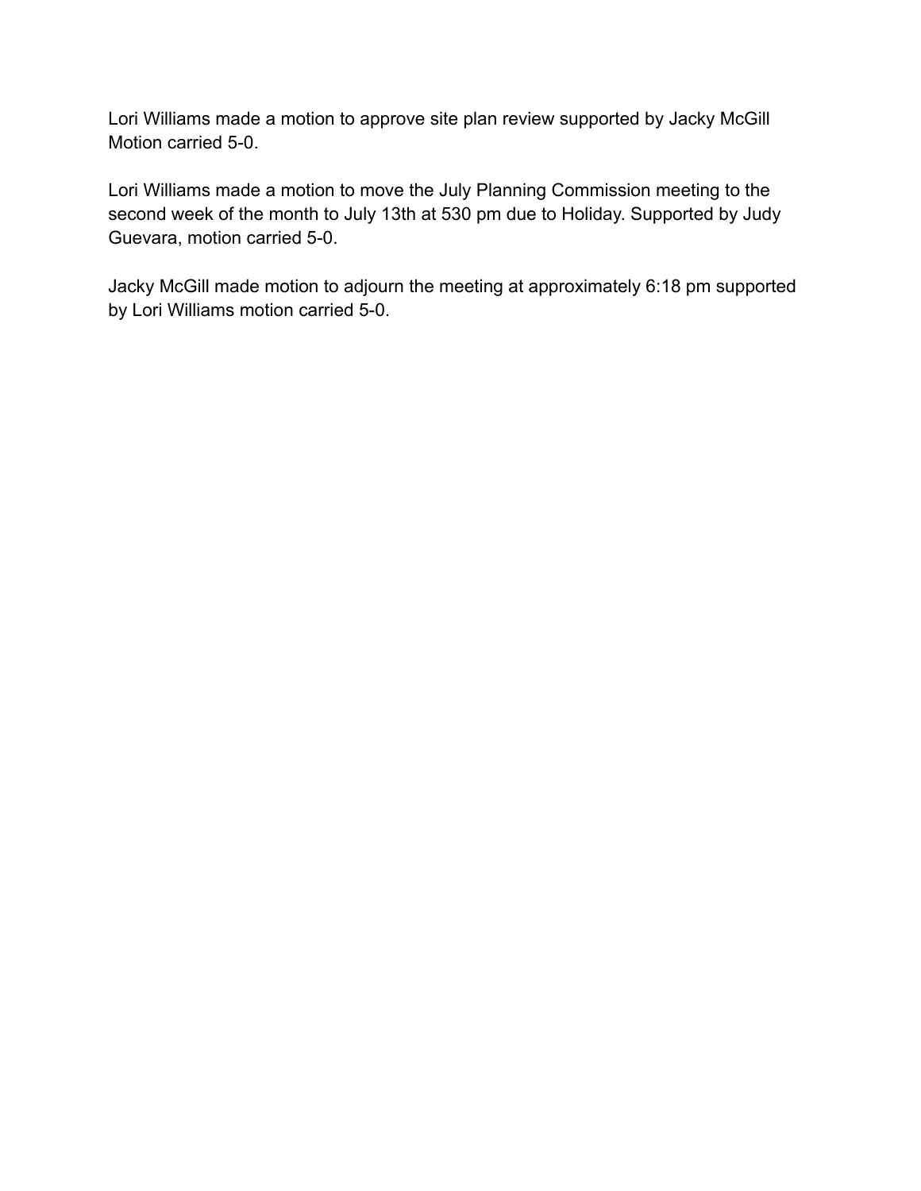Lori Williams made a motion to approve site plan review supported by Jacky McGill Motion carried 5-0.

Lori Williams made a motion to move the July Planning Commission meeting to the second week of the month to July 13th at 530 pm due to Holiday. Supported by Judy Guevara, motion carried 5-0.

Jacky McGill made motion to adjourn the meeting at approximately 6:18 pm supported by Lori Williams motion carried 5-0.